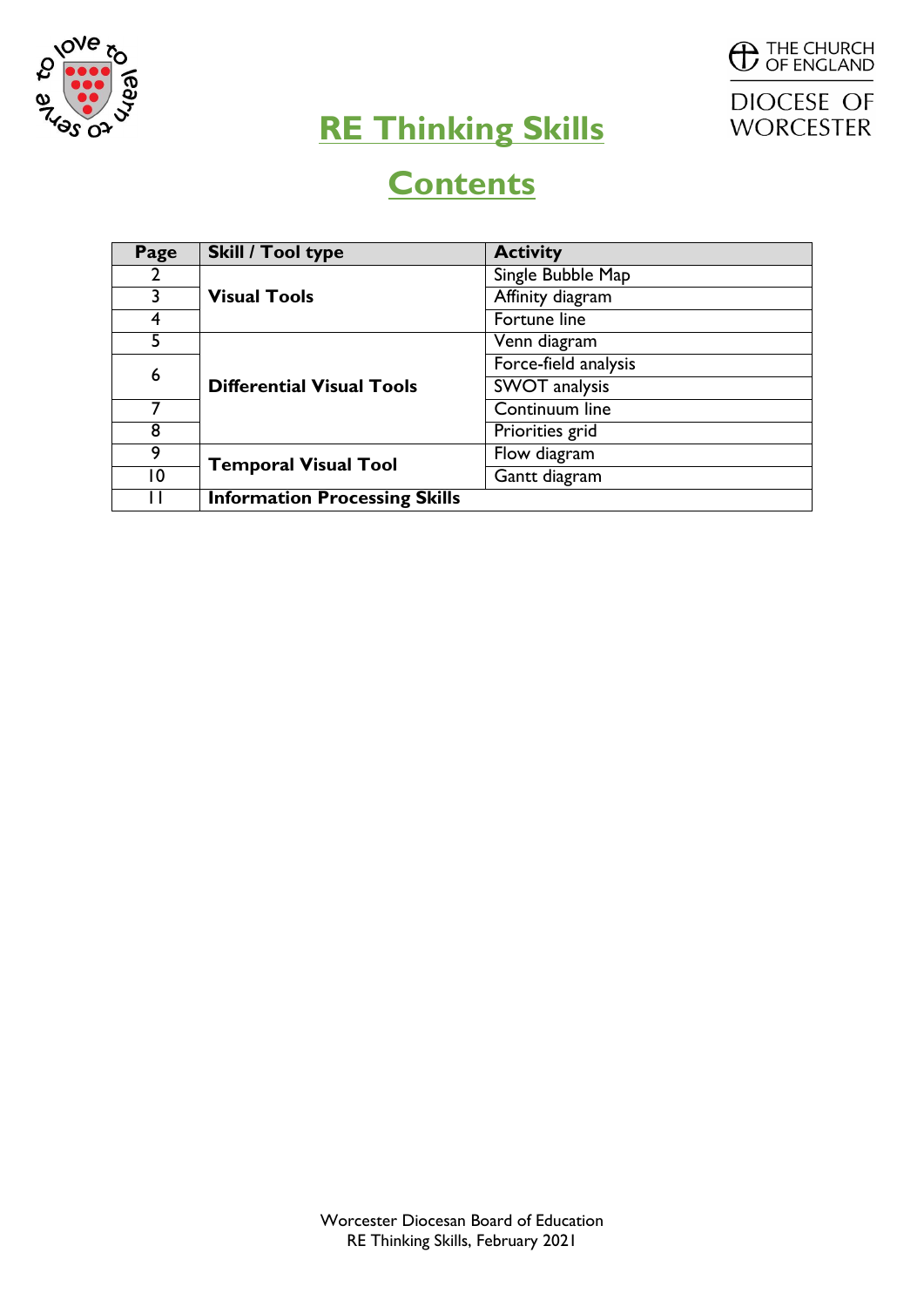# RE Thinking Skills

## Contents

| Page | Skill / Tool type | Activity |
|---|---|---|
| 2 | **Visual Tools** | Single Bubble Map |
| 3 | | Affinity diagram |
| 4 | | Fortune line |
| 5 | **Differential Visual Tools** | Venn diagram |
| 6 | | Force-field analysis |
| | | SWOT analysis |
| 7 | | Continuum line |
| 8 | | Priorities grid |
| 9 | **Temporal Visual Tool** | Flow diagram |
| 10 | | Gantt diagram |
| 11 | **Information Processing Skills** | |

Worcester Diocesan Board of Education
RE Thinking Skills, February 2021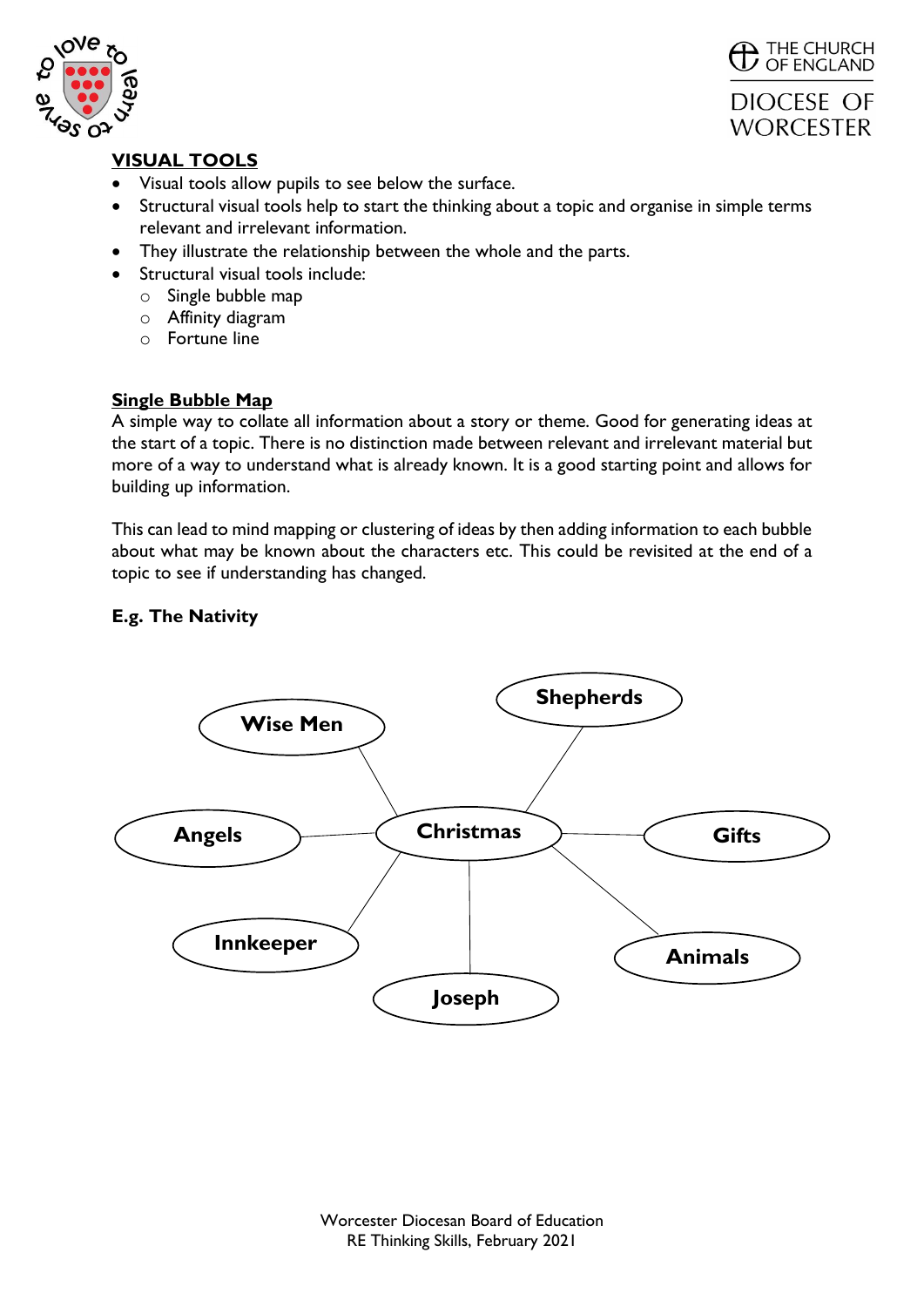## VISUAL TOOLS

- Visual tools allow pupils to see below the surface.
- Structural visual tools help to start the thinking about a topic and organise in simple terms relevant and irrelevant information.
- They illustrate the relationship between the whole and the parts.
- Structural visual tools include:
  - Single bubble map
  - Affinity diagram
  - Fortune line

### Single Bubble Map

A simple way to collate all information about a story or theme. Good for generating ideas at the start of a topic. There is no distinction made between relevant and irrelevant material but more of a way to understand what is already known. It is a good starting point and allows for building up information.

This can lead to mind mapping or clustering of ideas by then adding information to each bubble about what may be known about the characters etc. This could be revisited at the end of a topic to see if understanding has changed.

**E.g. The Nativity**

**Christmas**

- **Wise Men**
- **Shepherds**
- **Angels**
- **Gifts**
- **Innkeeper**
- **Animals**
- **Joseph**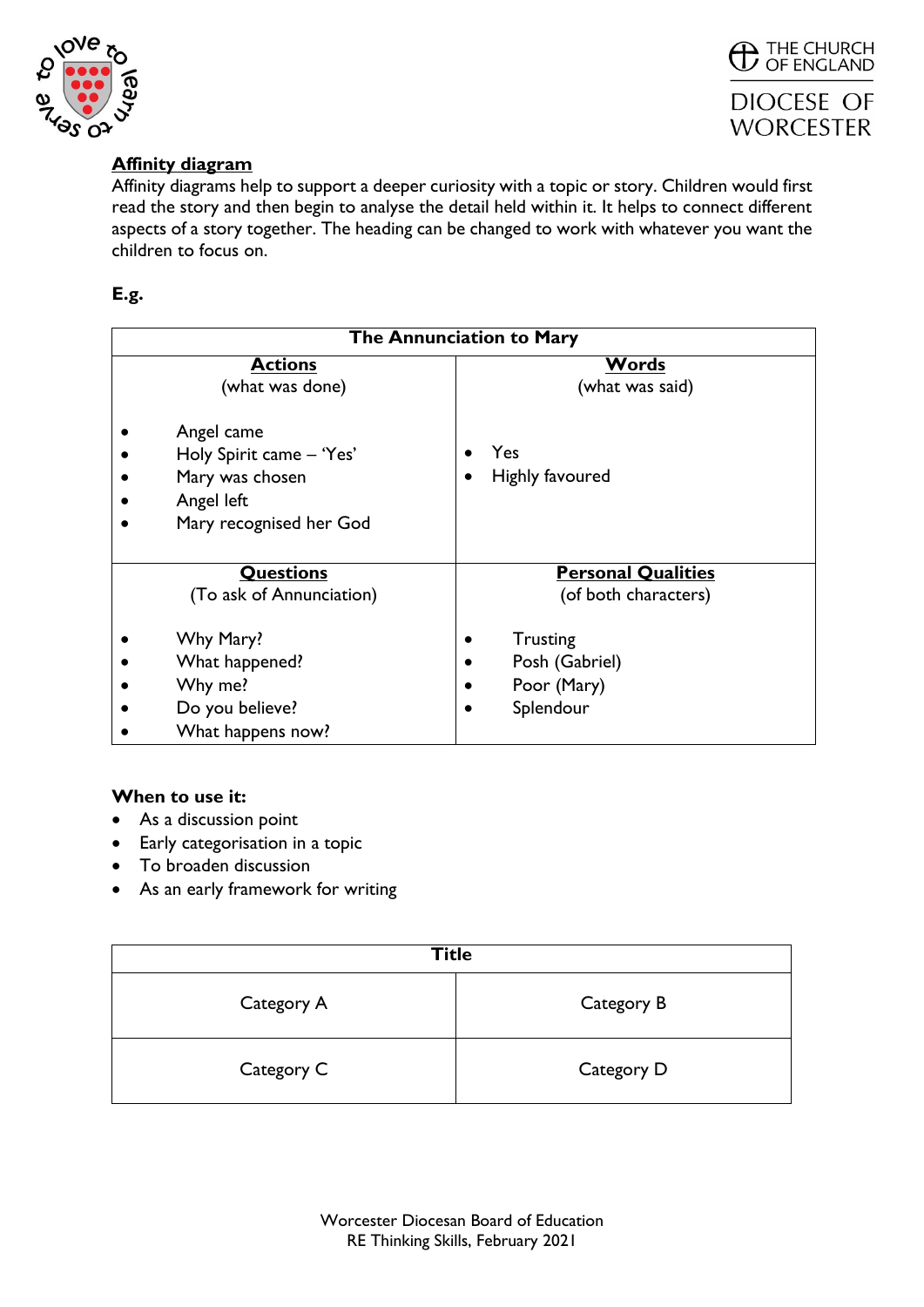## Affinity diagram

Affinity diagrams help to support a deeper curiosity with a topic or story. Children would first read the story and then begin to analyse the detail held within it. It helps to connect different aspects of a story together. The heading can be changed to work with whatever you want the children to focus on.

**E.g.**

| The Annunciation to Mary | |
|---|---|
| **Actions** (what was done)<br>• Angel came<br>• Holy Spirit came – 'Yes'<br>• Mary was chosen<br>• Angel left<br>• Mary recognised her God | **Words** (what was said)<br>• Yes<br>• Highly favoured |
| **Questions** (To ask of Annunciation)<br>• Why Mary?<br>• What happened?<br>• Why me?<br>• Do you believe?<br>• What happens now? | **Personal Qualities** (of both characters)<br>• Trusting<br>• Posh (Gabriel)<br>• Poor (Mary)<br>• Splendour |

**When to use it:**

- As a discussion point
- Early categorisation in a topic
- To broaden discussion
- As an early framework for writing

| Title | |
|---|---|
| Category A | Category B |
| Category C | Category D |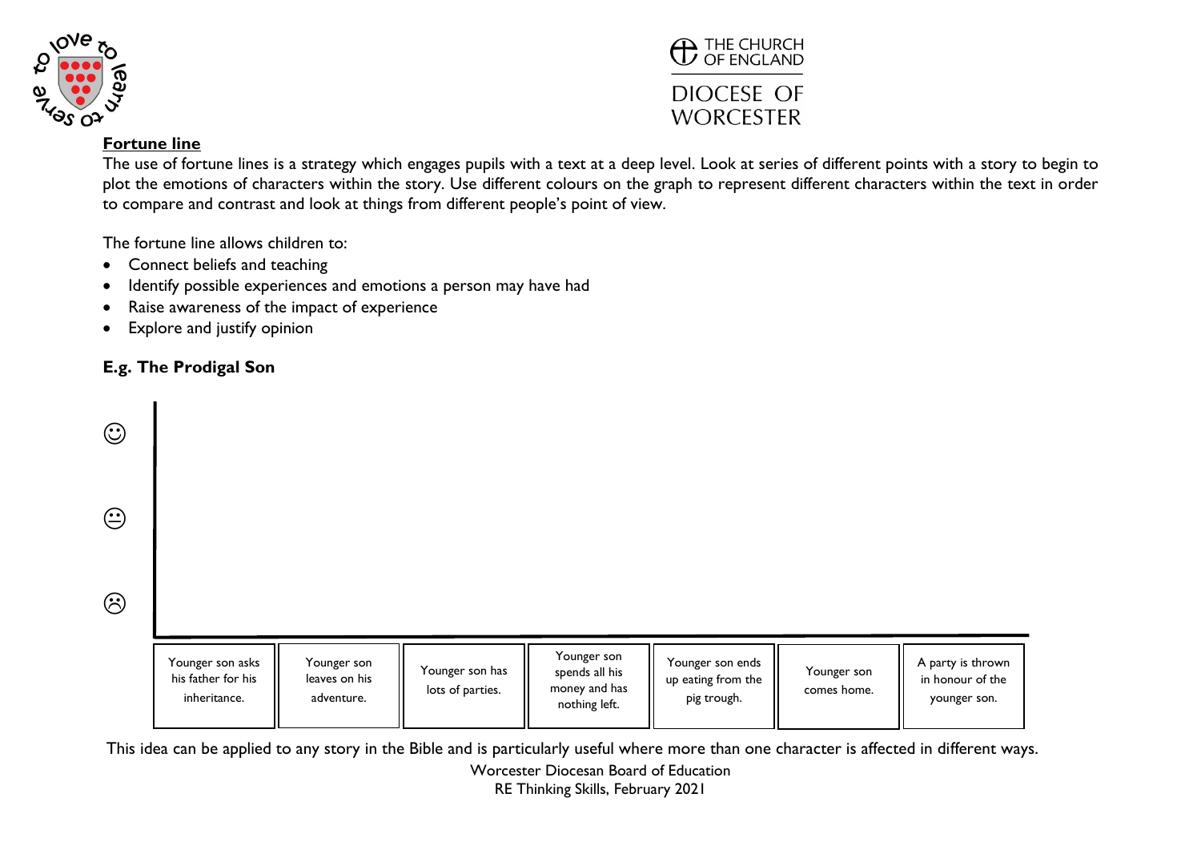## Fortune line

The use of fortune lines is a strategy which engages pupils with a text at a deep level. Look at series of different points with a story to begin to plot the emotions of characters within the story. Use different colours on the graph to represent different characters within the text in order to compare and contrast and look at things from different people's point of view.

The fortune line allows children to:

- Connect beliefs and teaching
- Identify possible experiences and emotions a person may have had
- Raise awareness of the impact of experience
- Explore and justify opinion

### E.g. The Prodigal Son

☺

😐

☹

| Younger son asks his father for his inheritance. | Younger son leaves on his adventure. | Younger son has lots of parties. | Younger son spends all his money and has nothing left. | Younger son ends up eating from the pig trough. | Younger son comes home. | A party is thrown in honour of the younger son. |
|---|---|---|---|---|---|---|

This idea can be applied to any story in the Bible and is particularly useful where more than one character is affected in different ways.

Worcester Diocesan Board of Education
RE Thinking Skills, February 2021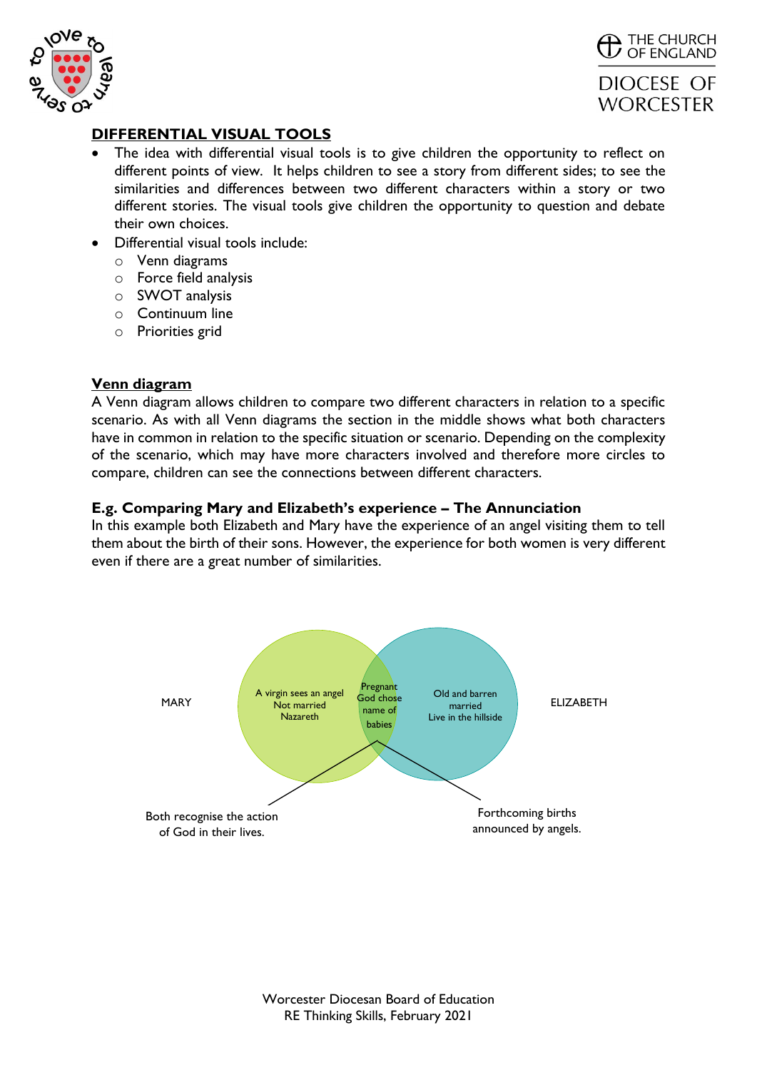## DIFFERENTIAL VISUAL TOOLS

- The idea with differential visual tools is to give children the opportunity to reflect on different points of view. It helps children to see a story from different sides; to see the similarities and differences between two different characters within a story or two different stories. The visual tools give children the opportunity to question and debate their own choices.
- Differential visual tools include:
  - Venn diagrams
  - Force field analysis
  - SWOT analysis
  - Continuum line
  - Priorities grid

### Venn diagram

A Venn diagram allows children to compare two different characters in relation to a specific scenario. As with all Venn diagrams the section in the middle shows what both characters have in common in relation to the specific situation or scenario. Depending on the complexity of the scenario, which may have more characters involved and therefore more circles to compare, children can see the connections between different characters.

### E.g. Comparing Mary and Elizabeth's experience – The Annunciation

In this example both Elizabeth and Mary have the experience of an angel visiting them to tell them about the birth of their sons. However, the experience for both women is very different even if there are a great number of similarities.

MARY

A virgin sees an angel
Not married
Nazareth

Pregnant
God chose name of babies

Old and barren
married
Live in the hillside

ELIZABETH

Both recognise the action of God in their lives.

Forthcoming births announced by angels.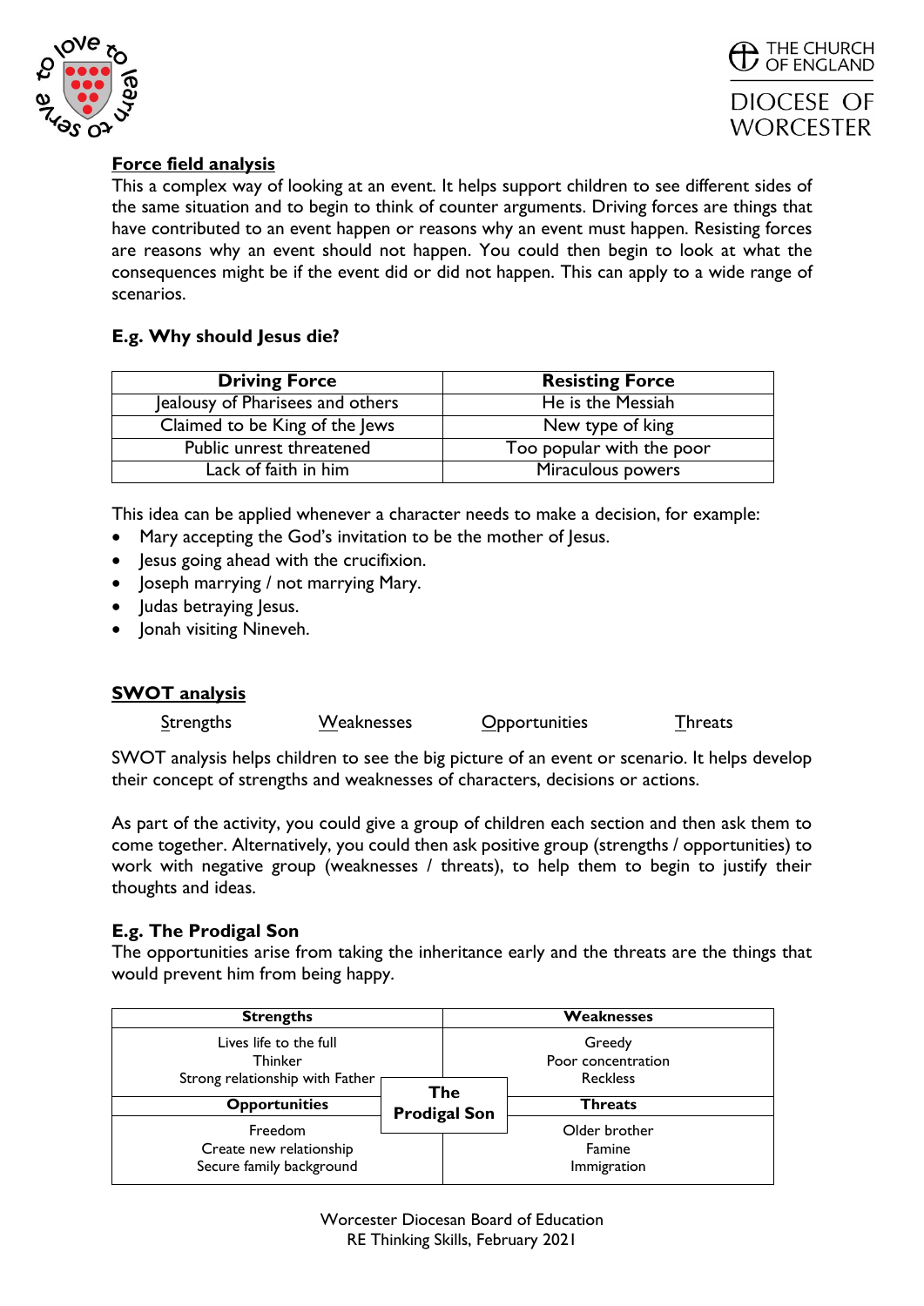## Force field analysis

This a complex way of looking at an event. It helps support children to see different sides of the same situation and to begin to think of counter arguments. Driving forces are things that have contributed to an event happen or reasons why an event must happen. Resisting forces are reasons why an event should not happen. You could then begin to look at what the consequences might be if the event did or did not happen. This can apply to a wide range of scenarios.

### E.g. Why should Jesus die?

| Driving Force | Resisting Force |
|---|---|
| Jealousy of Pharisees and others | He is the Messiah |
| Claimed to be King of the Jews | New type of king |
| Public unrest threatened | Too popular with the poor |
| Lack of faith in him | Miraculous powers |

This idea can be applied whenever a character needs to make a decision, for example:

- Mary accepting the God's invitation to be the mother of Jesus.
- Jesus going ahead with the crucifixion.
- Joseph marrying / not marrying Mary.
- Judas betraying Jesus.
- Jonah visiting Nineveh.

## SWOT analysis

Strengths    Weaknesses    Opportunities    Threats

SWOT analysis helps children to see the big picture of an event or scenario. It helps develop their concept of strengths and weaknesses of characters, decisions or actions.

As part of the activity, you could give a group of children each section and then ask them to come together. Alternatively, you could then ask positive group (strengths / opportunities) to work with negative group (weaknesses / threats), to help them to begin to justify their thoughts and ideas.

### E.g. The Prodigal Son

The opportunities arise from taking the inheritance early and the threats are the things that would prevent him from being happy.

**The Prodigal Son**

| Strengths | Weaknesses |
|---|---|
| Lives life to the full<br>Thinker<br>Strong relationship with Father | Greedy<br>Poor concentration<br>Reckless |
| **Opportunities** | **Threats** |
| Freedom<br>Create new relationship<br>Secure family background | Older brother<br>Famine<br>Immigration |

Worcester Diocesan Board of Education
RE Thinking Skills, February 2021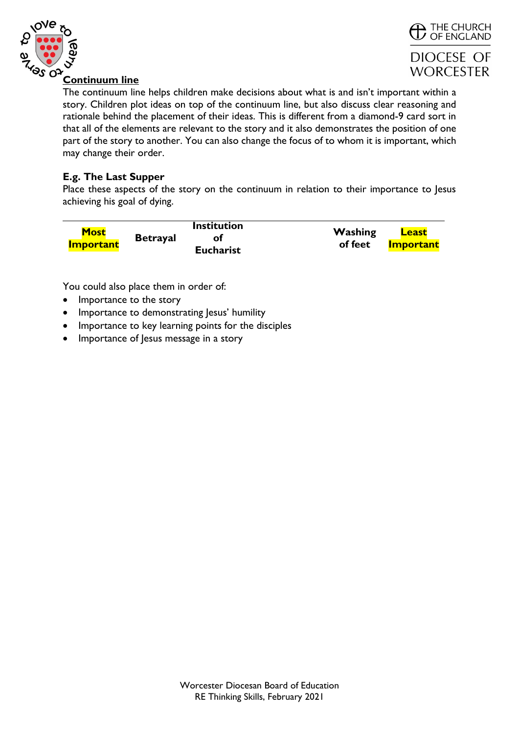## Continuum line

The continuum line helps children make decisions about what is and isn't important within a story. Children plot ideas on top of the continuum line, but also discuss clear reasoning and rationale behind the placement of their ideas. This is different from a diamond-9 card sort in that all of the elements are relevant to the story and it also demonstrates the position of one part of the story to another. You can also change the focus of to whom it is important, which may change their order.

### E.g. The Last Supper

Place these aspects of the story on the continuum in relation to their importance to Jesus achieving his goal of dying.

| **Most Important** | **Betrayal** | **Institution of Eucharist** | **Washing of feet** | **Least Important** |
|---|---|---|---|---|

You could also place them in order of:

- Importance to the story
- Importance to demonstrating Jesus' humility
- Importance to key learning points for the disciples
- Importance of Jesus message in a story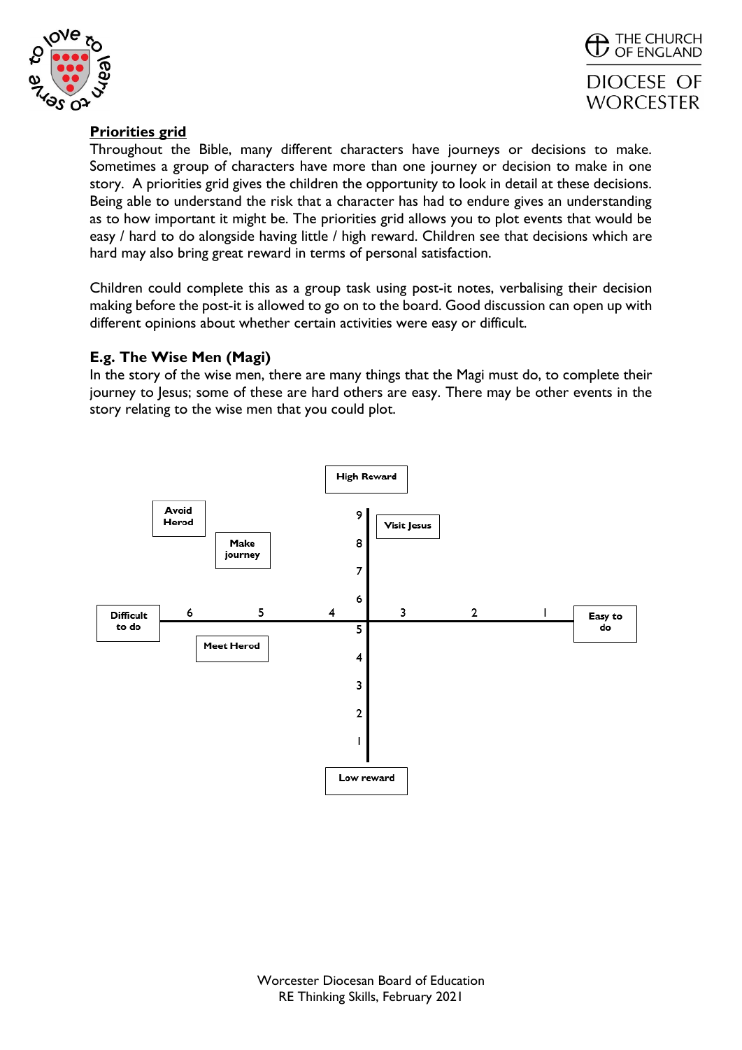## Priorities grid

Throughout the Bible, many different characters have journeys or decisions to make. Sometimes a group of characters have more than one journey or decision to make in one story. A priorities grid gives the children the opportunity to look in detail at these decisions. Being able to understand the risk that a character has had to endure gives an understanding as to how important it might be. The priorities grid allows you to plot events that would be easy / hard to do alongside having little / high reward. Children see that decisions which are hard may also bring great reward in terms of personal satisfaction.

Children could complete this as a group task using post-it notes, verbalising their decision making before the post-it is allowed to go on to the board. Good discussion can open up with different opinions about whether certain activities were easy or difficult.

### E.g. The Wise Men (Magi)

In the story of the wise men, there are many things that the Magi must do, to complete their journey to Jesus; some of these are hard others are easy. There may be other events in the story relating to the wise men that you could plot.

High Reward

Avoid Herod

Make journey

Visit Jesus

9
8
7
6

Difficult to do 6 5 4 3 2 1 Easy to do

Meet Herod

5
4
3
2
1

Low reward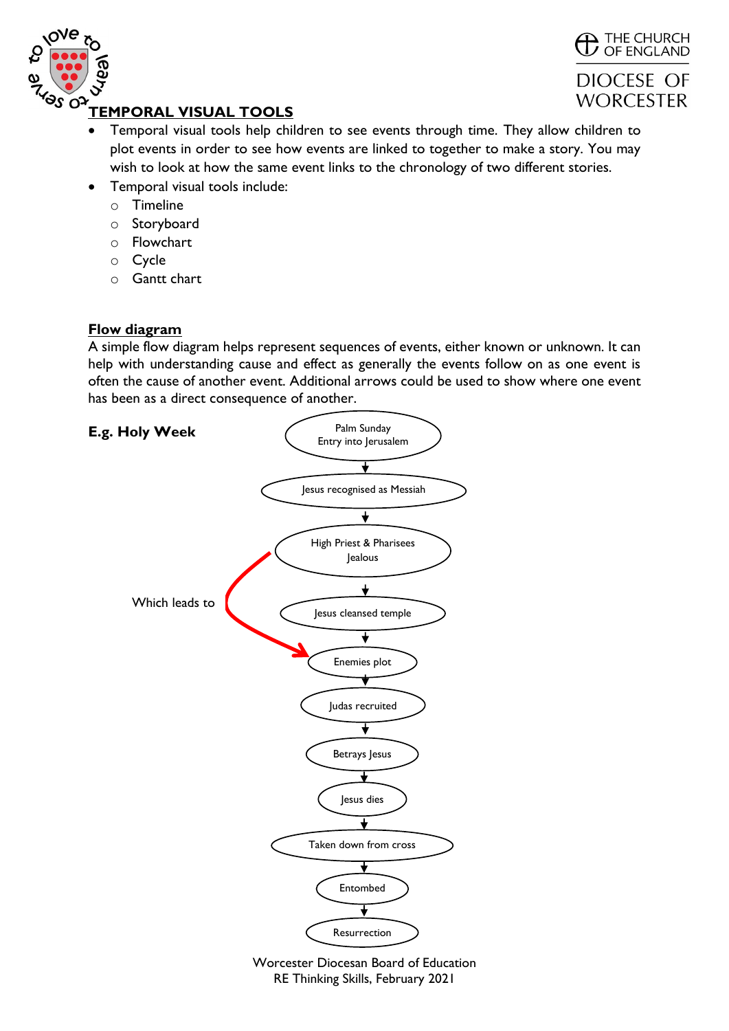## TEMPORAL VISUAL TOOLS

- Temporal visual tools help children to see events through time. They allow children to plot events in order to see how events are linked to together to make a story. You may wish to look at how the same event links to the chronology of two different stories.
- Temporal visual tools include:
  - Timeline
  - Storyboard
  - Flowchart
  - Cycle
  - Gantt chart

## Flow diagram

A simple flow diagram helps represent sequences of events, either known or unknown. It can help with understanding cause and effect as generally the events follow on as one event is often the cause of another event. Additional arrows could be used to show where one event has been as a direct consequence of another.

**E.g. Holy Week**

Palm Sunday Entry into Jerusalem → Jesus recognised as Messiah → High Priest & Pharisees Jealous → Jesus cleansed temple → Enemies plot → Judas recruited → Betrays Jesus → Jesus dies → Taken down from cross → Entombed → Resurrection

Which leads to (High Priest & Pharisees Jealous → Enemies plot)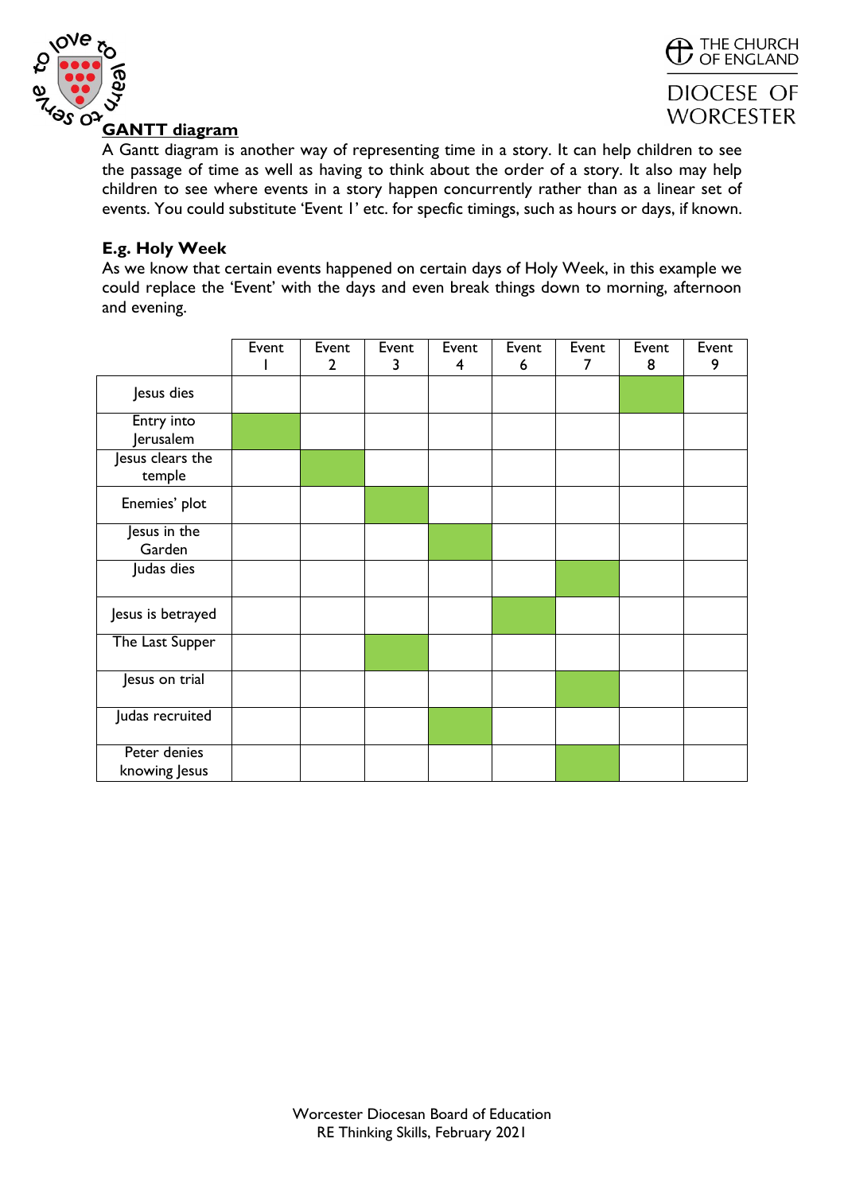## GANTT diagram

A Gantt diagram is another way of representing time in a story. It can help children to see the passage of time as well as having to think about the order of a story. It also may help children to see where events in a story happen concurrently rather than as a linear set of events. You could substitute 'Event 1' etc. for specfic timings, such as hours or days, if known.

**E.g. Holy Week**

As we know that certain events happened on certain days of Holy Week, in this example we could replace the 'Event' with the days and even break things down to morning, afternoon and evening.

| | Event 1 | Event 2 | Event 3 | Event 4 | Event 6 | Event 7 | Event 8 | Event 9 |
|---|---|---|---|---|---|---|---|---|
| Jesus dies | | | | | | | ■ | |
| Entry into Jerusalem | ■ | | | | | | | |
| Jesus clears the temple | | ■ | | | | | | |
| Enemies' plot | | | ■ | | | | | |
| Jesus in the Garden | | | | ■ | | | | |
| Judas dies | | | | | | ■ | | |
| Jesus is betrayed | | | | | ■ | | | |
| The Last Supper | | | ■ | | | | | |
| Jesus on trial | | | | | | ■ | | |
| Judas recruited | | | | ■ | | | | |
| Peter denies knowing Jesus | | | | | | ■ | | |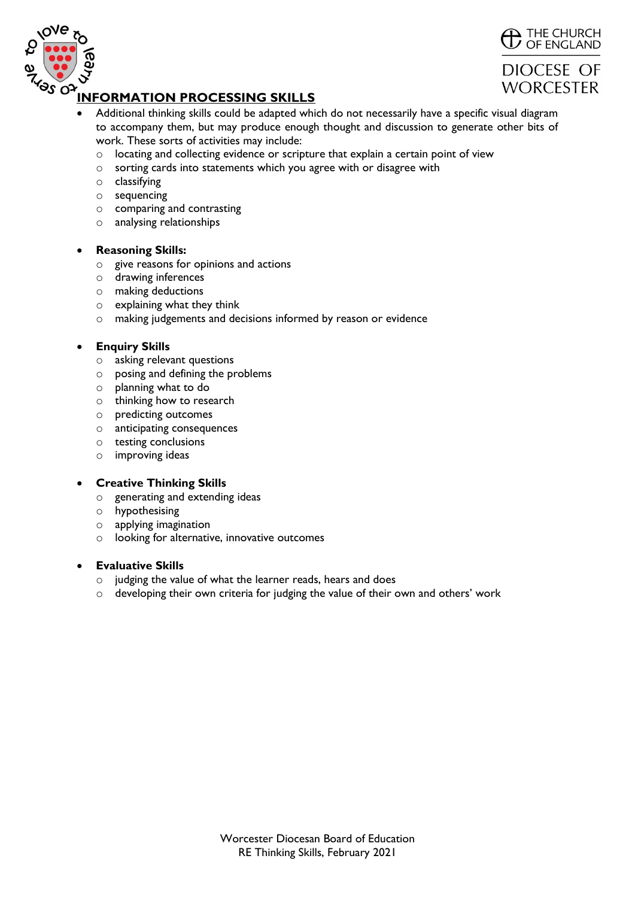## INFORMATION PROCESSING SKILLS

- Additional thinking skills could be adapted which do not necessarily have a specific visual diagram to accompany them, but may produce enough thought and discussion to generate other bits of work. These sorts of activities may include:
  - locating and collecting evidence or scripture that explain a certain point of view
  - sorting cards into statements which you agree with or disagree with
  - classifying
  - sequencing
  - comparing and contrasting
  - analysing relationships

- **Reasoning Skills:**
  - give reasons for opinions and actions
  - drawing inferences
  - making deductions
  - explaining what they think
  - making judgements and decisions informed by reason or evidence

- **Enquiry Skills**
  - asking relevant questions
  - posing and defining the problems
  - planning what to do
  - thinking how to research
  - predicting outcomes
  - anticipating consequences
  - testing conclusions
  - improving ideas

- **Creative Thinking Skills**
  - generating and extending ideas
  - hypothesising
  - applying imagination
  - looking for alternative, innovative outcomes

- **Evaluative Skills**
  - judging the value of what the learner reads, hears and does
  - developing their own criteria for judging the value of their own and others' work